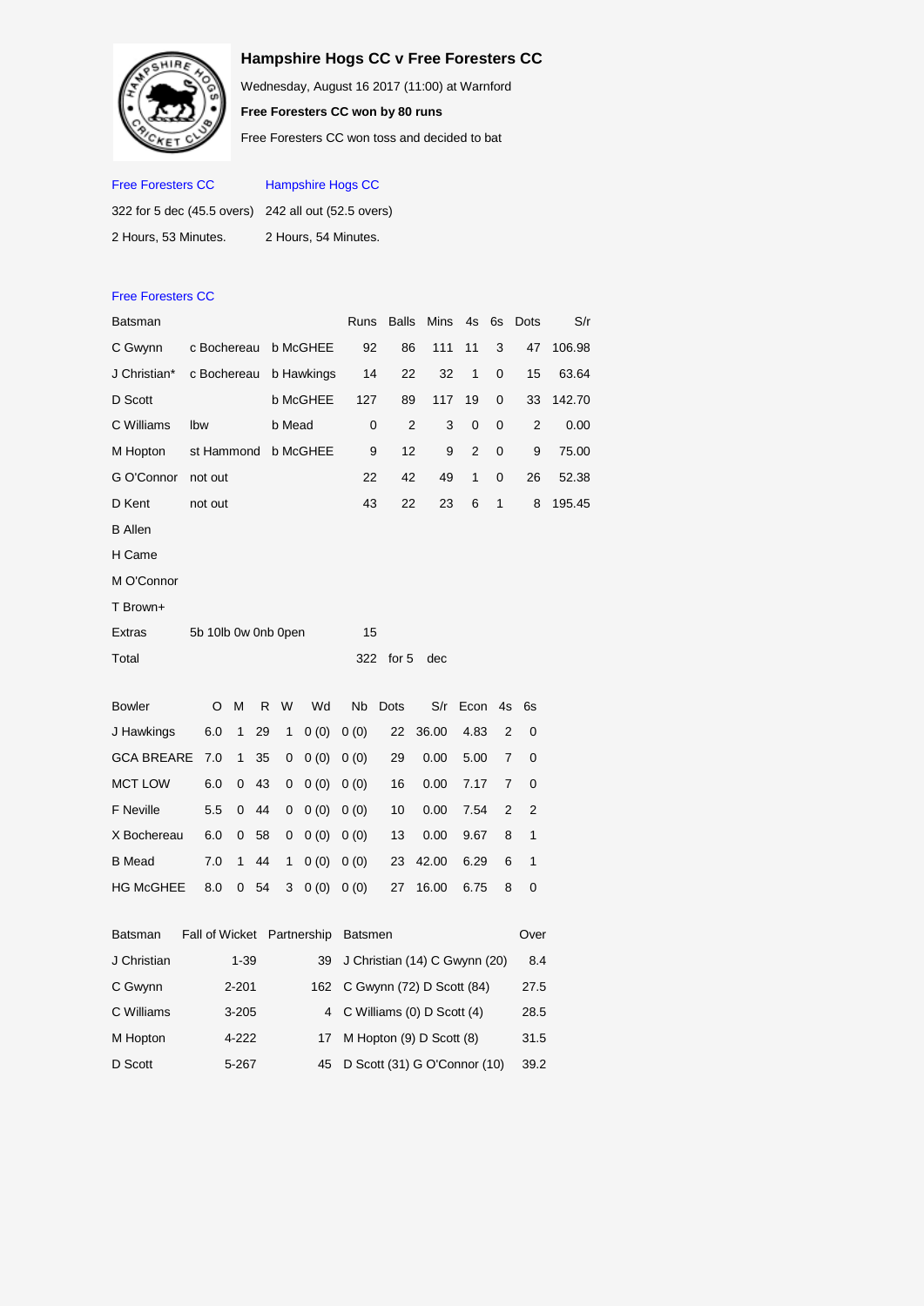# Hampshire Hogs CC v Free Foresters CC

Wednesday, August 16 2017 (11:00) at Warnford

**Free Foresters CC won by 80 runs**

Free Foresters CC won toss and decided to bat

| Free Foresters CC | Hampshire Hogs CC |
|---|---|
| 322 for 5 dec (45.5 overs) | 242 all out (52.5 overs) |
| 2 Hours, 53 Minutes. | 2 Hours, 54 Minutes. |

## Free Foresters CC

| Batsman | | | Runs | Balls | Mins | 4s | 6s | Dots | S/r |
|---|---|---|---|---|---|---|---|---|---|
| C Gwynn | c Bochereau | b McGHEE | 92 | 86 | 111 | 11 | 3 | 47 | 106.98 |
| J Christian* | c Bochereau | b Hawkings | 14 | 22 | 32 | 1 | 0 | 15 | 63.64 |
| D Scott | | b McGHEE | 127 | 89 | 117 | 19 | 0 | 33 | 142.70 |
| C Williams | lbw | b Mead | 0 | 2 | 3 | 0 | 0 | 2 | 0.00 |
| M Hopton | st Hammond | b McGHEE | 9 | 12 | 9 | 2 | 0 | 9 | 75.00 |
| G O'Connor | not out | | 22 | 42 | 49 | 1 | 0 | 26 | 52.38 |
| D Kent | not out | | 43 | 22 | 23 | 6 | 1 | 8 | 195.45 |
| B Allen | | | | | | | | | |
| H Came | | | | | | | | | |
| M O'Connor | | | | | | | | | |
| T Brown+ | | | | | | | | | |
| Extras | 5b 10lb 0w 0nb 0pen | | 15 | | | | | | |
| Total | | | 322 | for 5 | dec | | | | |

| Bowler | O | M | R | W | Wd | Nb | Dots | S/r | Econ | 4s | 6s |
|---|---|---|---|---|---|---|---|---|---|---|---|
| J Hawkings | 6.0 | 1 | 29 | 1 | 0 (0) | 0 (0) | 22 | 36.00 | 4.83 | 2 | 0 |
| GCA BREARE | 7.0 | 1 | 35 | 0 | 0 (0) | 0 (0) | 29 | 0.00 | 5.00 | 7 | 0 |
| MCT LOW | 6.0 | 0 | 43 | 0 | 0 (0) | 0 (0) | 16 | 0.00 | 7.17 | 7 | 0 |
| F Neville | 5.5 | 0 | 44 | 0 | 0 (0) | 0 (0) | 10 | 0.00 | 7.54 | 2 | 2 |
| X Bochereau | 6.0 | 0 | 58 | 0 | 0 (0) | 0 (0) | 13 | 0.00 | 9.67 | 8 | 1 |
| B Mead | 7.0 | 1 | 44 | 1 | 0 (0) | 0 (0) | 23 | 42.00 | 6.29 | 6 | 1 |
| HG McGHEE | 8.0 | 0 | 54 | 3 | 0 (0) | 0 (0) | 27 | 16.00 | 6.75 | 8 | 0 |

| Batsman | Fall of Wicket | Partnership | Batsmen | Over |
|---|---|---|---|---|
| J Christian | 1-39 | 39 | J Christian (14) C Gwynn (20) | 8.4 |
| C Gwynn | 2-201 | 162 | C Gwynn (72) D Scott (84) | 27.5 |
| C Williams | 3-205 | 4 | C Williams (0) D Scott (4) | 28.5 |
| M Hopton | 4-222 | 17 | M Hopton (9) D Scott (8) | 31.5 |
| D Scott | 5-267 | 45 | D Scott (31) G O'Connor (10) | 39.2 |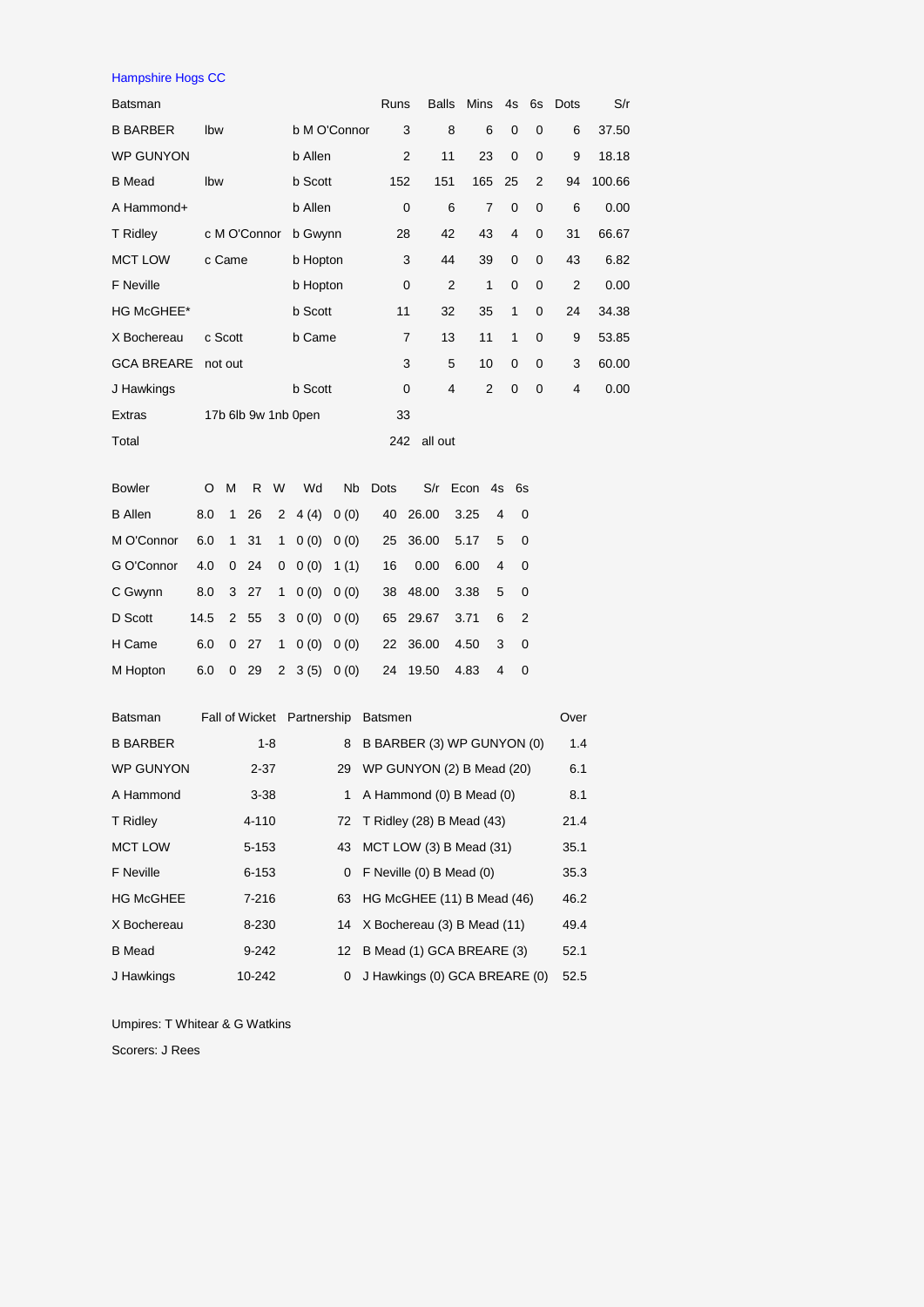Hampshire Hogs CC

| Batsman | | | Runs | Balls | Mins | 4s | 6s | Dots | S/r |
|---|---|---|---|---|---|---|---|---|---|
| B BARBER | lbw | b M O'Connor | 3 | 8 | 6 | 0 | 0 | 6 | 37.50 |
| WP GUNYON | | b Allen | 2 | 11 | 23 | 0 | 0 | 9 | 18.18 |
| B Mead | lbw | b Scott | 152 | 151 | 165 | 25 | 2 | 94 | 100.66 |
| A Hammond+ | | b Allen | 0 | 6 | 7 | 0 | 0 | 6 | 0.00 |
| T Ridley | c M O'Connor | b Gwynn | 28 | 42 | 43 | 4 | 0 | 31 | 66.67 |
| MCT LOW | c Came | b Hopton | 3 | 44 | 39 | 0 | 0 | 43 | 6.82 |
| F Neville | | b Hopton | 0 | 2 | 1 | 0 | 0 | 2 | 0.00 |
| HG McGHEE* | | b Scott | 11 | 32 | 35 | 1 | 0 | 24 | 34.38 |
| X Bochereau | c Scott | b Came | 7 | 13 | 11 | 1 | 0 | 9 | 53.85 |
| GCA BREARE | not out | | 3 | 5 | 10 | 0 | 0 | 3 | 60.00 |
| J Hawkings | | b Scott | 0 | 4 | 2 | 0 | 0 | 4 | 0.00 |
| Extras | 17b 6lb 9w 1nb 0pen | | 33 | | | | | | |
| Total | | | 242 | all out | | | | | |

| Bowler | O | M | R | W | Wd | Nb | Dots | S/r | Econ | 4s | 6s |
|---|---|---|---|---|---|---|---|---|---|---|---|
| B Allen | 8.0 | 1 | 26 | 2 | 4 (4) | 0 (0) | 40 | 26.00 | 3.25 | 4 | 0 |
| M O'Connor | 6.0 | 1 | 31 | 1 | 0 (0) | 0 (0) | 25 | 36.00 | 5.17 | 5 | 0 |
| G O'Connor | 4.0 | 0 | 24 | 0 | 0 (0) | 1 (1) | 16 | 0.00 | 6.00 | 4 | 0 |
| C Gwynn | 8.0 | 3 | 27 | 1 | 0 (0) | 0 (0) | 38 | 48.00 | 3.38 | 5 | 0 |
| D Scott | 14.5 | 2 | 55 | 3 | 0 (0) | 0 (0) | 65 | 29.67 | 3.71 | 6 | 2 |
| H Came | 6.0 | 0 | 27 | 1 | 0 (0) | 0 (0) | 22 | 36.00 | 4.50 | 3 | 0 |
| M Hopton | 6.0 | 0 | 29 | 2 | 3 (5) | 0 (0) | 24 | 19.50 | 4.83 | 4 | 0 |

| Batsman | Fall of Wicket | Partnership | Batsmen | Over |
|---|---|---|---|---|
| B BARBER | 1-8 | 8 | B BARBER (3) WP GUNYON (0) | 1.4 |
| WP GUNYON | 2-37 | 29 | WP GUNYON (2) B Mead (20) | 6.1 |
| A Hammond | 3-38 | 1 | A Hammond (0) B Mead (0) | 8.1 |
| T Ridley | 4-110 | 72 | T Ridley (28) B Mead (43) | 21.4 |
| MCT LOW | 5-153 | 43 | MCT LOW (3) B Mead (31) | 35.1 |
| F Neville | 6-153 | 0 | F Neville (0) B Mead (0) | 35.3 |
| HG McGHEE | 7-216 | 63 | HG McGHEE (11) B Mead (46) | 46.2 |
| X Bochereau | 8-230 | 14 | X Bochereau (3) B Mead (11) | 49.4 |
| B Mead | 9-242 | 12 | B Mead (1) GCA BREARE (3) | 52.1 |
| J Hawkings | 10-242 | 0 | J Hawkings (0) GCA BREARE (0) | 52.5 |

Umpires: T Whitear & G Watkins

Scorers: J Rees